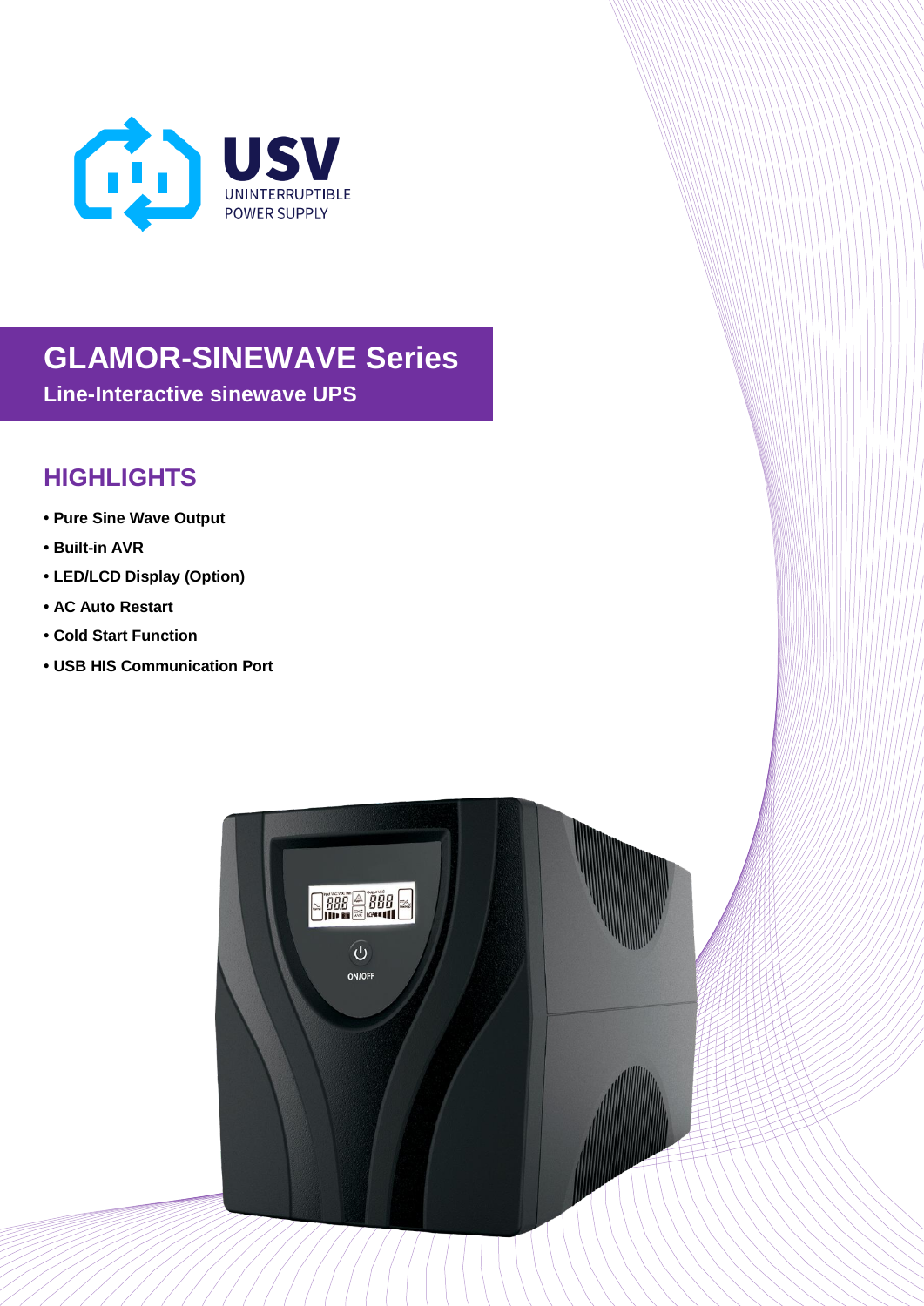USV
UNINTERRUPTIBLE
POWER SUPPLY

# GLAMOR-SINEWAVE Series

**Line-Interactive sinewave UPS**

## HIGHLIGHTS

- **Pure Sine Wave Output**
- **Built-in AVR**
- **LED/LCD Display (Option)**
- **AC Auto Restart**
- **Cold Start Function**
- **USB HIS Communication Port**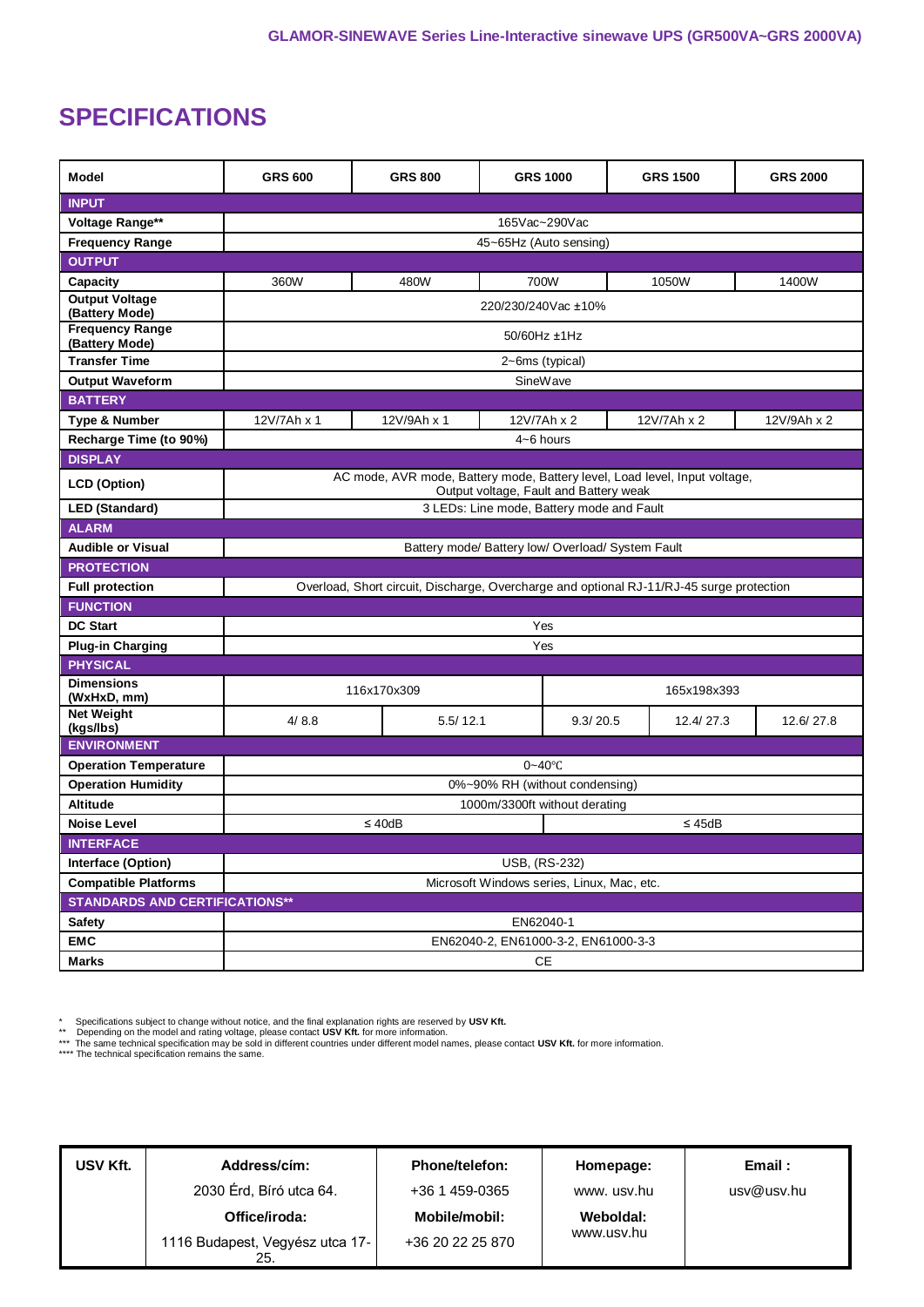# SPECIFICATIONS

| Model | GRS 600 | GRS 800 | GRS 1000 | GRS 1500 | GRS 2000 |
|---|---|---|---|---|---|
| **INPUT** | | | | | |
| **Voltage Range**** | 165Vac~290Vac | | | | |
| **Frequency Range** | 45~65Hz (Auto sensing) | | | | |
| **OUTPUT** | | | | | |
| **Capacity** | 360W | 480W | 700W | 1050W | 1400W |
| **Output Voltage (Battery Mode)** | 220/230/240Vac ±10% | | | | |
| **Frequency Range (Battery Mode)** | 50/60Hz ±1Hz | | | | |
| **Transfer Time** | 2~6ms (typical) | | | | |
| **Output Waveform** | SineWave | | | | |
| **BATTERY** | | | | | |
| **Type & Number** | 12V/7Ah x 1 | 12V/9Ah x 1 | 12V/7Ah x 2 | 12V/7Ah x 2 | 12V/9Ah x 2 |
| **Recharge Time (to 90%)** | 4~6 hours | | | | |
| **DISPLAY** | | | | | |
| **LCD (Option)** | AC mode, AVR mode, Battery mode, Battery level, Load level, Input voltage, Output voltage, Fault and Battery weak | | | | |
| **LED (Standard)** | 3 LEDs: Line mode, Battery mode and Fault | | | | |
| **ALARM** | | | | | |
| **Audible or Visual** | Battery mode/ Battery low/ Overload/ System Fault | | | | |
| **PROTECTION** | | | | | |
| **Full protection** | Overload, Short circuit, Discharge, Overcharge and optional RJ-11/RJ-45 surge protection | | | | |
| **FUNCTION** | | | | | |
| **DC Start** | Yes | | | | |
| **Plug-in Charging** | Yes | | | | |
| **PHYSICAL** | | | | | |
| **Dimensions (WxHxD, mm)** | 116x170x309 | | | 165x198x393 | |
| **Net Weight (kgs/lbs)** | 4/ 8.8 | 5.5/ 12.1 | 9.3/ 20.5 | 12.4/ 27.3 | 12.6/ 27.8 |
| **ENVIRONMENT** | | | | | |
| **Operation Temperature** | 0~40℃ | | | | |
| **Operation Humidity** | 0%~90% RH (without condensing) | | | | |
| **Altitude** | 1000m/3300ft without derating | | | | |
| **Noise Level** | ≤ 40dB | | | ≤ 45dB | |
| **INTERFACE** | | | | | |
| **Interface (Option)** | USB, (RS-232) | | | | |
| **Compatible Platforms** | Microsoft Windows series, Linux, Mac, etc. | | | | |
| **STANDARDS AND CERTIFICATIONS**** | | | | | |
| **Safety** | EN62040-1 | | | | |
| **EMC** | EN62040-2, EN61000-3-2, EN61000-3-3 | | | | |
| **Marks** | CE | | | | |

\* Specifications subject to change without notice, and the final explanation rights are reserved by **USV Kft.**
** Depending on the model and rating voltage, please contact **USV Kft.** for more information.
*** The same technical specification may be sold in different countries under different model names, please contact **USV Kft.** for more information.
**** The technical specification remains the same.

| USV Kft. | Address/cím: | Phone/telefon: | Homepage: | Email : |
|---|---|---|---|---|
| | 2030 Érd, Bíró utca 64. | +36 1 459-0365 | www. usv.hu | usv@usv.hu |
| | **Office/iroda:** | **Mobile/mobil:** | **Weboldal:** www.usv.hu | |
| | 1116 Budapest, Vegyész utca 17-25. | +36 20 22 25 870 | | |